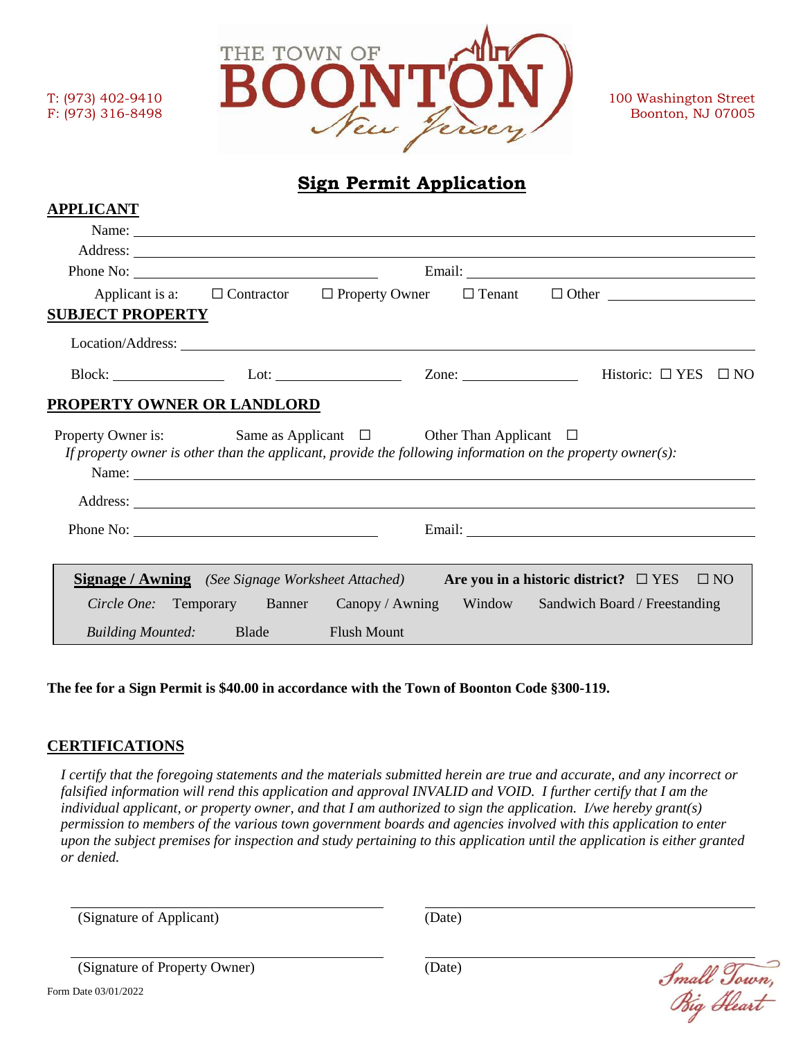T: (973) 402-9410
F: (973) 316-8498

THE TOWN OF BOONTON New Jersey

100 Washington Street
Boonton, NJ 07005

# Sign Permit Application

## APPLICANT

Name: ____________________

Address: ____________________

Phone No: ____________________ Email: ____________________

Applicant is a: ☐ Contractor ☐ Property Owner ☐ Tenant ☐ Other ____________________

## SUBJECT PROPERTY

Location/Address: ____________________

Block: __________ Lot: __________ Zone: __________ Historic: ☐ YES ☐ NO

## PROPERTY OWNER OR LANDLORD

Property Owner is: Same as Applicant ☐ Other Than Applicant ☐

*If property owner is other than the applicant, provide the following information on the property owner(s):*

Name: ____________________

Address: ____________________

Phone No: ____________________ Email: ____________________

**Signage / Awning** *(See Signage Worksheet Attached)* **Are you in a historic district?** ☐ YES ☐ NO

*Circle One:* Temporary Banner Canopy / Awning Window Sandwich Board / Freestanding

*Building Mounted:* Blade Flush Mount

**The fee for a Sign Permit is $40.00 in accordance with the Town of Boonton Code §300-119.**

## CERTIFICATIONS

*I certify that the foregoing statements and the materials submitted herein are true and accurate, and any incorrect or falsified information will rend this application and approval INVALID and VOID. I further certify that I am the individual applicant, or property owner, and that I am authorized to sign the application. I/we hereby grant(s) permission to members of the various town government boards and agencies involved with this application to enter upon the subject premises for inspection and study pertaining to this application until the application is either granted or denied.*

____________________ ____________________
(Signature of Applicant) (Date)

____________________ ____________________
(Signature of Property Owner) (Date)

Form Date 03/01/2022

Small Town, Big Heart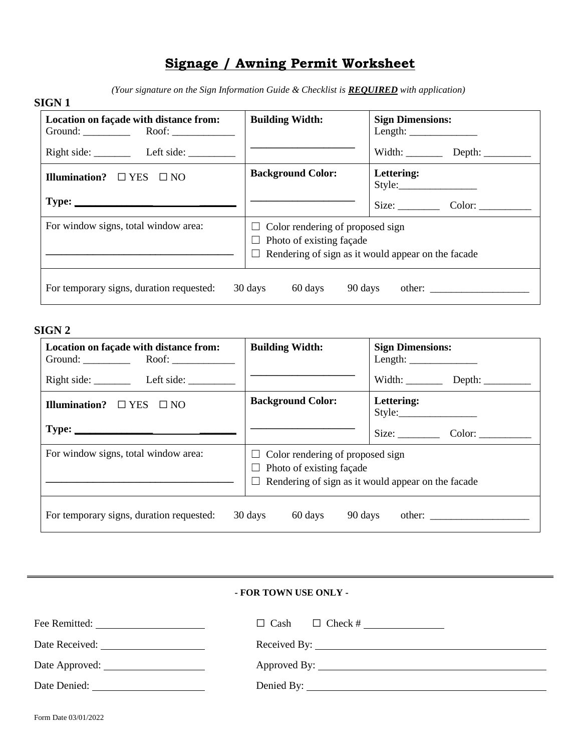# Signage / Awning Permit Worksheet

*(Your signature on the Sign Information Guide & Checklist is* ***REQUIRED*** *with application)*

**SIGN 1**

| **Location on façade with distance from:** Ground: _________ Roof: ____________ Right side: _______ Left side: _________ | **Building Width:** ___________________ | **Sign Dimensions:** Length: _____________ Width: _______ Depth: _________ |
|---|---|---|
| **Illumination?** ☐ YES ☐ NO **Type:** ______________________ | **Background Color:** ___________________ | **Lettering:** Style:_______________ Size: ________ Color: __________ |
| For window signs, total window area: ___________________________________ | ☐ Color rendering of proposed sign ☐ Photo of existing façade ☐ Rendering of sign as it would appear on the facade | |
| For temporary signs, duration requested: 30 days 60 days 90 days other: ___________________ | | |

**SIGN 2**

| **Location on façade with distance from:** Ground: _________ Roof: ____________ Right side: _______ Left side: _________ | **Building Width:** ___________________ | **Sign Dimensions:** Length: _____________ Width: _______ Depth: _________ |
|---|---|---|
| **Illumination?** ☐ YES ☐ NO **Type:** ______________________ | **Background Color:** ___________________ | **Lettering:** Style:_______________ Size: ________ Color: __________ |
| For window signs, total window area: ___________________________________ | ☐ Color rendering of proposed sign ☐ Photo of existing façade ☐ Rendering of sign as it would appear on the facade | |
| For temporary signs, duration requested: 30 days 60 days 90 days other: ___________________ | | |

---

**- FOR TOWN USE ONLY -**

Fee Remitted: ____________________ ☐ Cash ☐ Check # _______________

Date Received: ____________________ Received By: ____________________________________________

Date Approved: ____________________ Approved By: ____________________________________________

Date Denied: ____________________ Denied By: ____________________________________________

Form Date 03/01/2022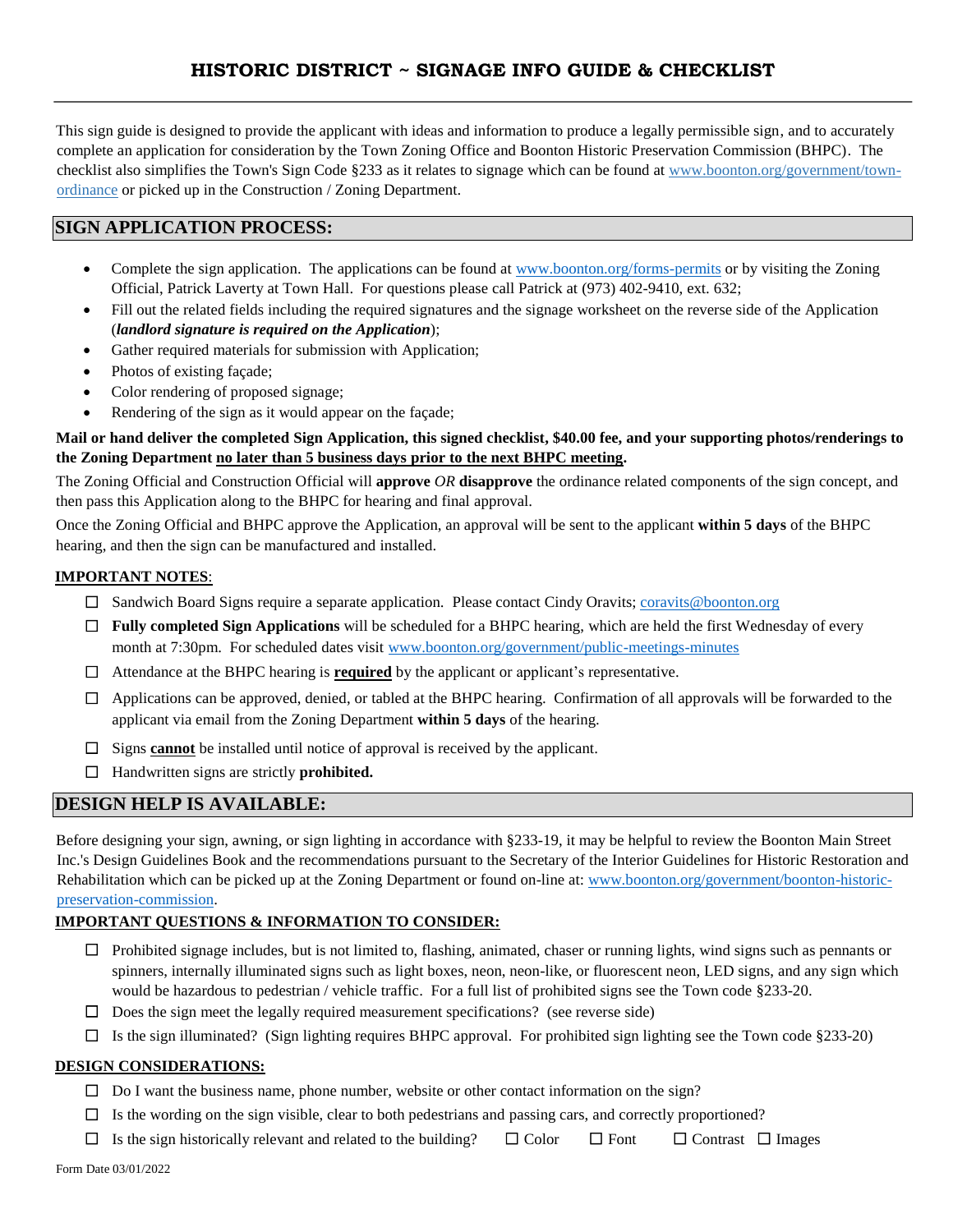# HISTORIC DISTRICT ~ SIGNAGE INFO GUIDE & CHECKLIST

This sign guide is designed to provide the applicant with ideas and information to produce a legally permissible sign, and to accurately complete an application for consideration by the Town Zoning Office and Boonton Historic Preservation Commission (BHPC). The checklist also simplifies the Town's Sign Code §233 as it relates to signage which can be found at www.boonton.org/government/town-ordinance or picked up in the Construction / Zoning Department.

## SIGN APPLICATION PROCESS:

- Complete the sign application. The applications can be found at www.boonton.org/forms-permits or by visiting the Zoning Official, Patrick Laverty at Town Hall. For questions please call Patrick at (973) 402-9410, ext. 632;
- Fill out the related fields including the required signatures and the signage worksheet on the reverse side of the Application (***landlord signature is required on the Application***);
- Gather required materials for submission with Application;
- Photos of existing façade;
- Color rendering of proposed signage;
- Rendering of the sign as it would appear on the façade;

**Mail or hand deliver the completed Sign Application, this signed checklist, $40.00 fee, and your supporting photos/renderings to the Zoning Department <u>no later than 5 business days prior to the next BHPC meeting</u>.**

The Zoning Official and Construction Official will **approve** *OR* **disapprove** the ordinance related components of the sign concept, and then pass this Application along to the BHPC for hearing and final approval.

Once the Zoning Official and BHPC approve the Application, an approval will be sent to the applicant **within 5 days** of the BHPC hearing, and then the sign can be manufactured and installed.

**<u>IMPORTANT NOTES</u>**:

- ☐ Sandwich Board Signs require a separate application. Please contact Cindy Oravits; coravits@boonton.org
- ☐ **Fully completed Sign Applications** will be scheduled for a BHPC hearing, which are held the first Wednesday of every month at 7:30pm. For scheduled dates visit www.boonton.org/government/public-meetings-minutes
- ☐ Attendance at the BHPC hearing is **<u>required</u>** by the applicant or applicant's representative.
- ☐ Applications can be approved, denied, or tabled at the BHPC hearing. Confirmation of all approvals will be forwarded to the applicant via email from the Zoning Department **within 5 days** of the hearing.
- ☐ Signs **<u>cannot</u>** be installed until notice of approval is received by the applicant.
- ☐ Handwritten signs are strictly **prohibited.**

## DESIGN HELP IS AVAILABLE:

Before designing your sign, awning, or sign lighting in accordance with §233-19, it may be helpful to review the Boonton Main Street Inc.'s Design Guidelines Book and the recommendations pursuant to the Secretary of the Interior Guidelines for Historic Restoration and Rehabilitation which can be picked up at the Zoning Department or found on-line at: www.boonton.org/government/boonton-historic-preservation-commission.

**<u>IMPORTANT QUESTIONS & INFORMATION TO CONSIDER:</u>**

- ☐ Prohibited signage includes, but is not limited to, flashing, animated, chaser or running lights, wind signs such as pennants or spinners, internally illuminated signs such as light boxes, neon, neon-like, or fluorescent neon, LED signs, and any sign which would be hazardous to pedestrian / vehicle traffic. For a full list of prohibited signs see the Town code §233-20.
- ☐ Does the sign meet the legally required measurement specifications? (see reverse side)
- ☐ Is the sign illuminated? (Sign lighting requires BHPC approval. For prohibited sign lighting see the Town code §233-20)

**<u>DESIGN CONSIDERATIONS:</u>**

- ☐ Do I want the business name, phone number, website or other contact information on the sign?
- ☐ Is the wording on the sign visible, clear to both pedestrians and passing cars, and correctly proportioned?
- ☐ Is the sign historically relevant and related to the building? ☐ Color ☐ Font ☐ Contrast ☐ Images

Form Date 03/01/2022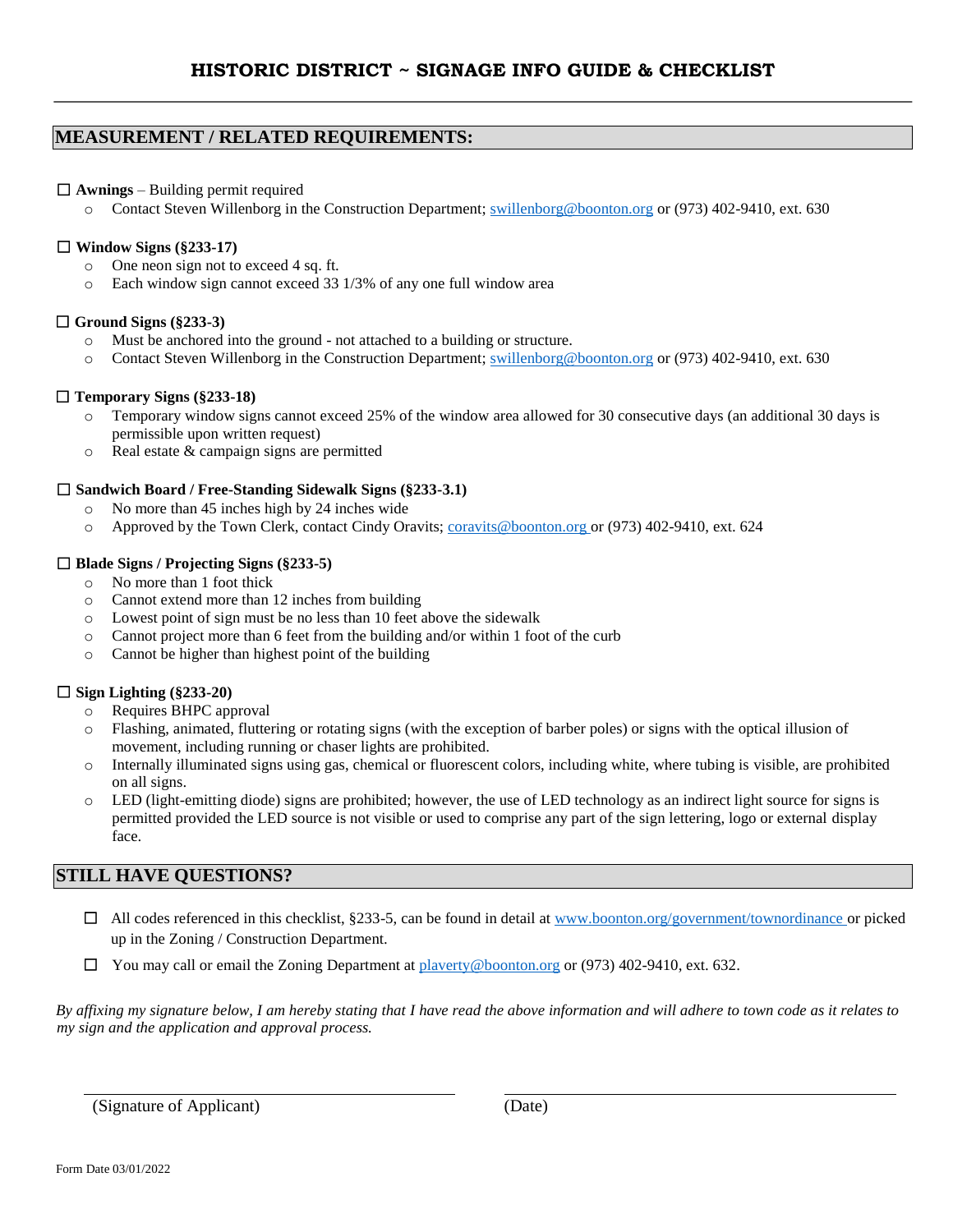# HISTORIC DISTRICT ~ SIGNAGE INFO GUIDE & CHECKLIST

## MEASUREMENT / RELATED REQUIREMENTS:

☐ **Awnings** – Building permit required

- Contact Steven Willenborg in the Construction Department; swillenborg@boonton.org or (973) 402-9410, ext. 630

☐ **Window Signs (§233-17)**

- One neon sign not to exceed 4 sq. ft.
- Each window sign cannot exceed 33 1/3% of any one full window area

☐ **Ground Signs (§233-3)**

- Must be anchored into the ground - not attached to a building or structure.
- Contact Steven Willenborg in the Construction Department; swillenborg@boonton.org or (973) 402-9410, ext. 630

☐ **Temporary Signs (§233-18)**

- Temporary window signs cannot exceed 25% of the window area allowed for 30 consecutive days (an additional 30 days is permissible upon written request)
- Real estate & campaign signs are permitted

☐ **Sandwich Board / Free-Standing Sidewalk Signs (§233-3.1)**

- No more than 45 inches high by 24 inches wide
- Approved by the Town Clerk, contact Cindy Oravits; coravits@boonton.org or (973) 402-9410, ext. 624

☐ **Blade Signs / Projecting Signs (§233-5)**

- No more than 1 foot thick
- Cannot extend more than 12 inches from building
- Lowest point of sign must be no less than 10 feet above the sidewalk
- Cannot project more than 6 feet from the building and/or within 1 foot of the curb
- Cannot be higher than highest point of the building

☐ **Sign Lighting (§233-20)**

- Requires BHPC approval
- Flashing, animated, fluttering or rotating signs (with the exception of barber poles) or signs with the optical illusion of movement, including running or chaser lights are prohibited.
- Internally illuminated signs using gas, chemical or fluorescent colors, including white, where tubing is visible, are prohibited on all signs.
- LED (light-emitting diode) signs are prohibited; however, the use of LED technology as an indirect light source for signs is permitted provided the LED source is not visible or used to comprise any part of the sign lettering, logo or external display face.

## STILL HAVE QUESTIONS?

☐ All codes referenced in this checklist, §233-5, can be found in detail at www.boonton.org/government/townordinance or picked up in the Zoning / Construction Department.

☐ You may call or email the Zoning Department at plaverty@boonton.org or (973) 402-9410, ext. 632.

*By affixing my signature below, I am hereby stating that I have read the above information and will adhere to town code as it relates to my sign and the application and approval process.*

\_\_\_\_\_\_\_\_\_\_\_\_\_\_\_\_\_\_\_\_\_\_\_\_\_\_\_\_\_\_\_\_ \_\_\_\_\_\_\_\_\_\_\_\_\_\_\_\_\_\_\_\_\_\_\_\_\_\_\_\_\_\_\_\_

(Signature of Applicant) (Date)

Form Date 03/01/2022